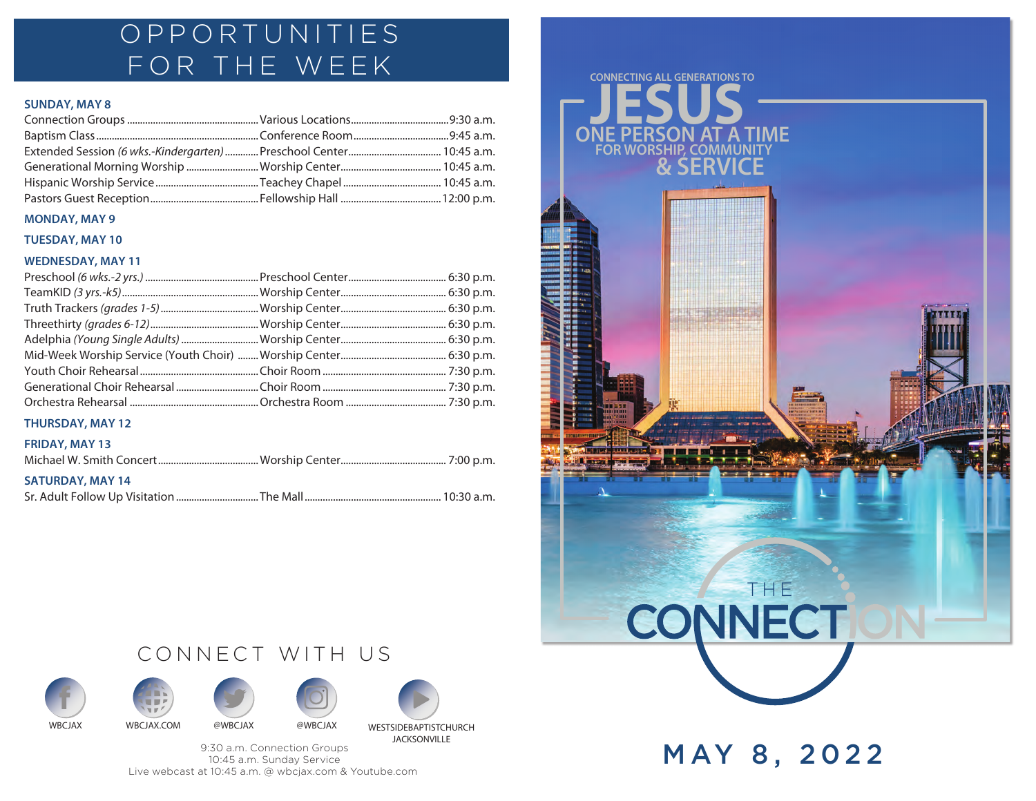# OPPORTUNITIES FOR THE WEEK

**SUNDAY, MAY 8**

| Event | Location | Time |
|---|---|---|
| Connection Groups | Various Locations | 9:30 a.m. |
| Baptism Class | Conference Room | 9:45 a.m. |
| Extended Session *(6 wks.-Kindergarten)* | Preschool Center | 10:45 a.m. |
| Generational Morning Worship | Worship Center | 10:45 a.m. |
| Hispanic Worship Service | Teachey Chapel | 10:45 a.m. |
| Pastors Guest Reception | Fellowship Hall | 12:00 p.m. |

**MONDAY, MAY 9**

**TUESDAY, MAY 10**

**WEDNESDAY, MAY 11**

| Event | Location | Time |
|---|---|---|
| Preschool *(6 wks.-2 yrs.)* | Preschool Center | 6:30 p.m. |
| TeamKID *(3 yrs.-k5)* | Worship Center | 6:30 p.m. |
| Truth Trackers *(grades 1-5)* | Worship Center | 6:30 p.m. |
| Threethirty *(grades 6-12)* | Worship Center | 6:30 p.m. |
| Adelphia *(Young Single Adults)* | Worship Center | 6:30 p.m. |
| Mid-Week Worship Service (Youth Choir) | Worship Center | 6:30 p.m. |
| Youth Choir Rehearsal | Choir Room | 7:30 p.m. |
| Generational Choir Rehearsal | Choir Room | 7:30 p.m. |
| Orchestra Rehearsal | Orchestra Room | 7:30 p.m. |

**THURSDAY, MAY 12**

**FRIDAY, MAY 13**

| Event | Location | Time |
|---|---|---|
| Michael W. Smith Concert | Worship Center | 7:00 p.m. |

**SATURDAY, MAY 14**

| Event | Location | Time |
|---|---|---|
| Sr. Adult Follow Up Visitation | The Mall | 10:30 a.m. |

## CONNECT WITH US

WBCJAX | WBCJAX.COM | @WBCJAX | @WBCJAX | WESTSIDEBAPTISTCHURCH JACKSONVILLE

9:30 a.m. Connection Groups
10:45 a.m. Sunday Service
Live webcast at 10:45 a.m. @ wbcjax.com & Youtube.com

CONNECTING ALL GENERATIONS TO
# JESUS
ONE PERSON AT A TIME
FOR WORSHIP, COMMUNITY
& SERVICE

# THE CONNECTION

## MAY 8, 2022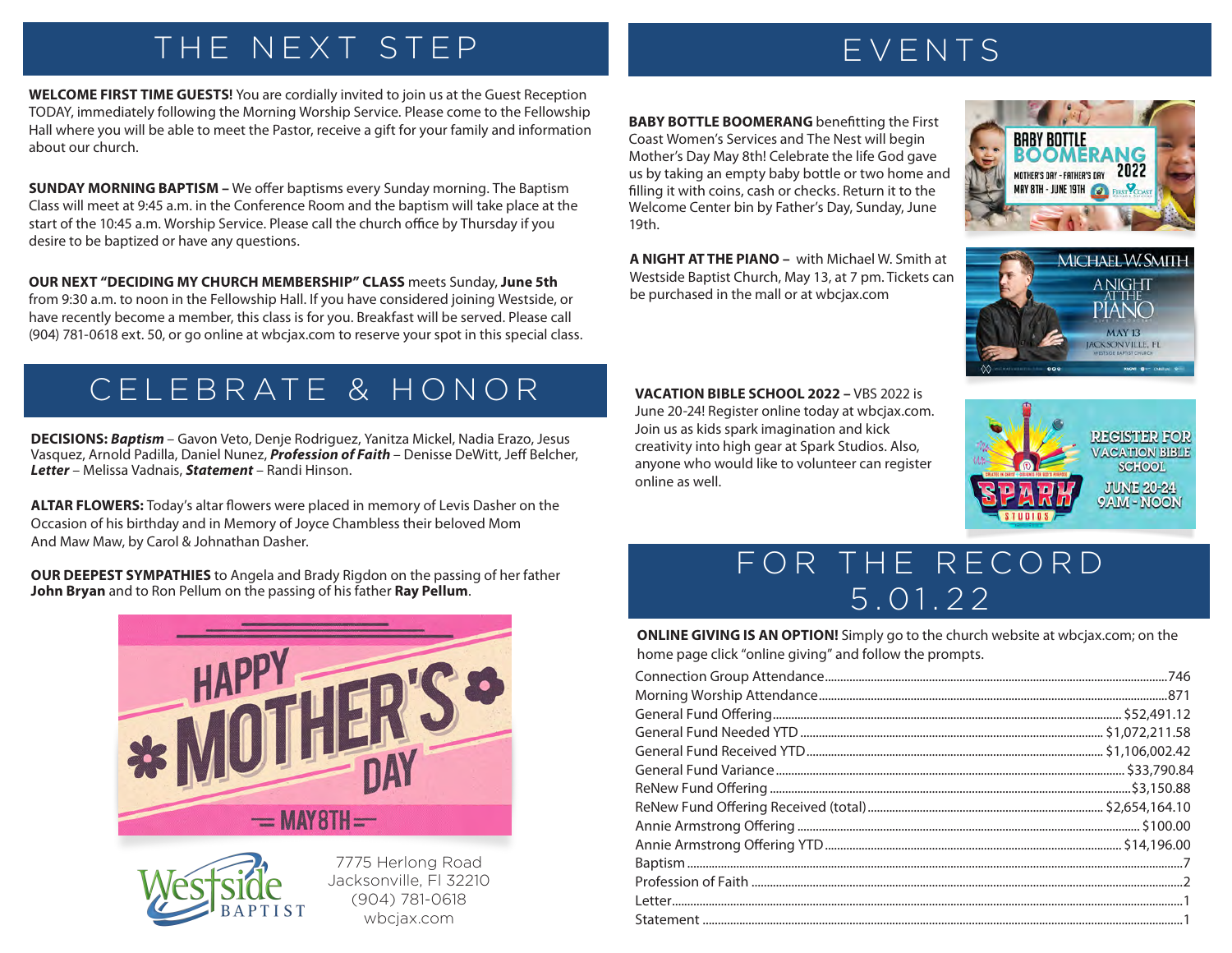# THE NEXT STEP

**WELCOME FIRST TIME GUESTS!** You are cordially invited to join us at the Guest Reception TODAY, immediately following the Morning Worship Service. Please come to the Fellowship Hall where you will be able to meet the Pastor, receive a gift for your family and information about our church.

**SUNDAY MORNING BAPTISM –** We offer baptisms every Sunday morning. The Baptism Class will meet at 9:45 a.m. in the Conference Room and the baptism will take place at the start of the 10:45 a.m. Worship Service. Please call the church office by Thursday if you desire to be baptized or have any questions.

**OUR NEXT "DECIDING MY CHURCH MEMBERSHIP" CLASS** meets Sunday, **June 5th** from 9:30 a.m. to noon in the Fellowship Hall. If you have considered joining Westside, or have recently become a member, this class is for you. Breakfast will be served. Please call (904) 781-0618 ext. 50, or go online at wbcjax.com to reserve your spot in this special class.

# CELEBRATE & HONOR

**DECISIONS:** ***Baptism*** – Gavon Veto, Denje Rodriguez, Yanitza Mickel, Nadia Erazo, Jesus Vasquez, Arnold Padilla, Daniel Nunez, ***Profession of Faith*** – Denisse DeWitt, Jeff Belcher, ***Letter*** – Melissa Vadnais, ***Statement*** – Randi Hinson.

**ALTAR FLOWERS:** Today's altar flowers were placed in memory of Levis Dasher on the Occasion of his birthday and in Memory of Joyce Chambless their beloved Mom And Maw Maw, by Carol & Johnathan Dasher.

**OUR DEEPEST SYMPATHIES** to Angela and Brady Rigdon on the passing of her father **John Bryan** and to Ron Pellum on the passing of his father **Ray Pellum**.

HAPPY MOTHER'S DAY
MAY 8TH

Westside BAPTIST

7775 Herlong Road
Jacksonville, Fl 32210
(904) 781-0618
wbcjax.com

# EVENTS

**BABY BOTTLE BOOMERANG** benefitting the First Coast Women's Services and The Nest will begin Mother's Day May 8th! Celebrate the life God gave us by taking an empty baby bottle or two home and filling it with coins, cash or checks. Return it to the Welcome Center bin by Father's Day, Sunday, June 19th.

BABY BOTTLE BOOMERANG 2022
MOTHER'S DAY - FATHER'S DAY
MAY 8TH - JUNE 19TH

**A NIGHT AT THE PIANO –** with Michael W. Smith at Westside Baptist Church, May 13, at 7 pm. Tickets can be purchased in the mall or at wbcjax.com

MICHAEL W. SMITH
A NIGHT AT THE PIANO
MAY 13
JACKSONVILLE, FL
WESTSIDE BAPTIST CHURCH

**VACATION BIBLE SCHOOL 2022 –** VBS 2022 is June 20-24! Register online today at wbcjax.com. Join us as kids spark imagination and kick creativity into high gear at Spark Studios. Also, anyone who would like to volunteer can register online as well.

SPARK STUDIOS
REGISTER FOR VACATION BIBLE SCHOOL
JUNE 20-24
9AM - NOON

# FOR THE RECORD 5.01.22

**ONLINE GIVING IS AN OPTION!** Simply go to the church website at wbcjax.com; on the home page click "online giving" and follow the prompts.

| | |
|---|---|
| Connection Group Attendance | 746 |
| Morning Worship Attendance | 871 |
| General Fund Offering | $52,491.12 |
| General Fund Needed YTD | $1,072,211.58 |
| General Fund Received YTD | $1,106,002.42 |
| General Fund Variance | $33,790.84 |
| ReNew Fund Offering | $3,150.88 |
| ReNew Fund Offering Received (total) | $2,654,164.10 |
| Annie Armstrong Offering | $100.00 |
| Annie Armstrong Offering YTD | $14,196.00 |
| Baptism | 7 |
| Profession of Faith | 2 |
| Letter | 1 |
| Statement | 1 |